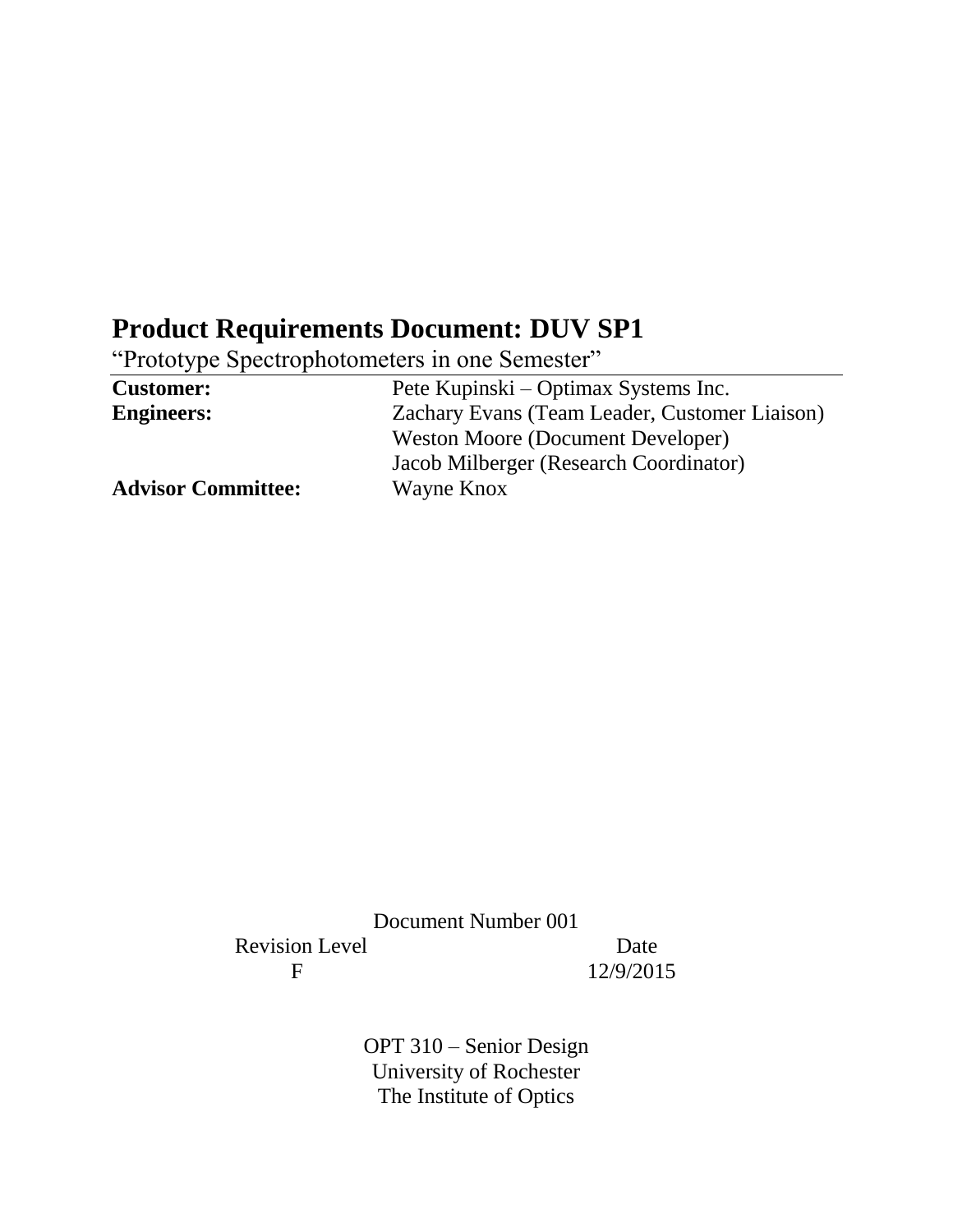# Product Requirements Document: DUV SP1

"Prototype Spectrophotometers in one Semester"

| | |
|---|---|
| **Customer:** | Pete Kupinski – Optimax Systems Inc. |
| **Engineers:** | Zachary Evans (Team Leader, Customer Liaison) |
| | Weston Moore (Document Developer) |
| | Jacob Milberger (Research Coordinator) |
| **Advisor Committee:** | Wayne Knox |

Document Number 001

| Revision Level | Date |
|---|---|
| F | 12/9/2015 |

OPT 310 – Senior Design
University of Rochester
The Institute of Optics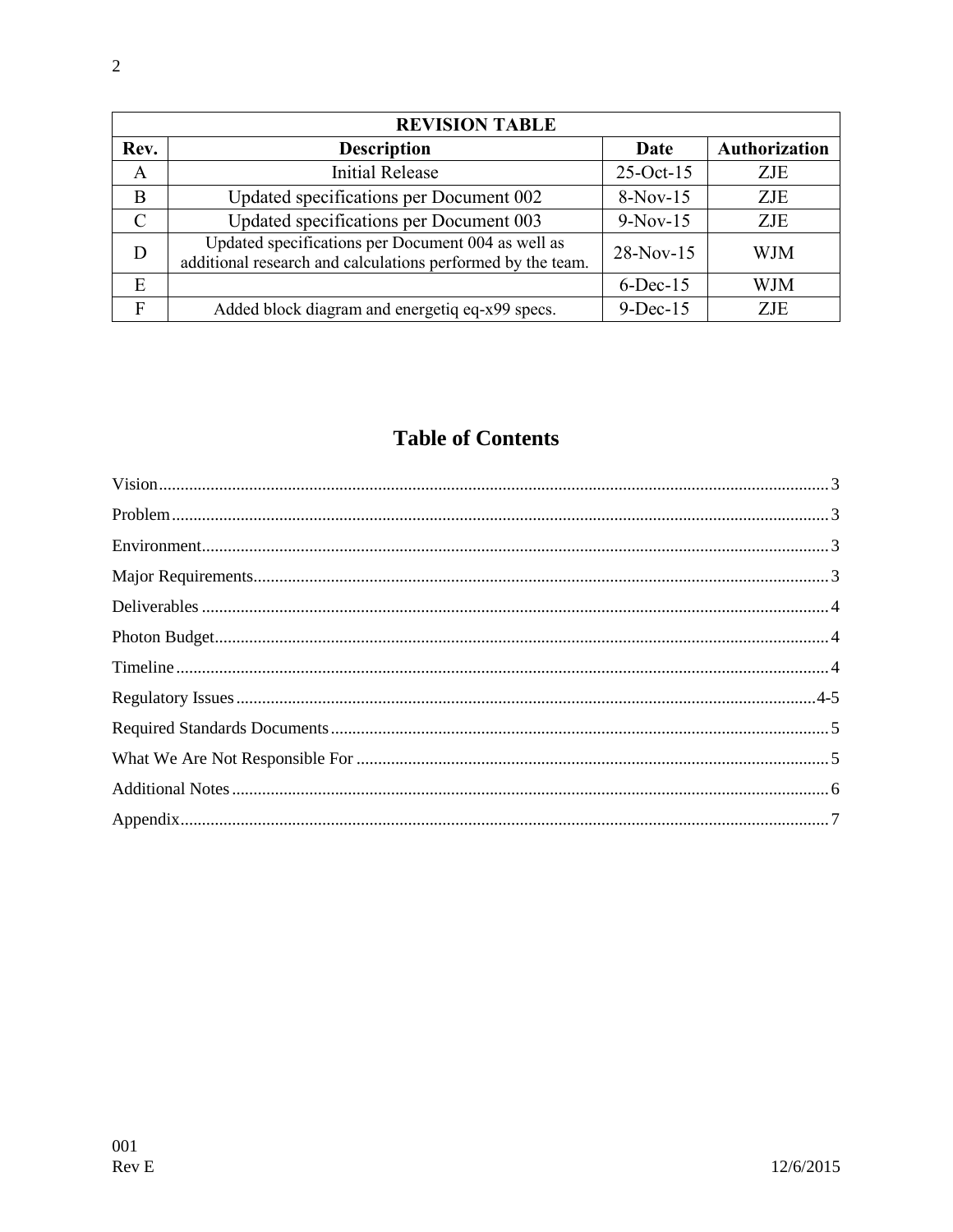| REVISION TABLE | | | |
|---|---|---|---|
| **Rev.** | **Description** | **Date** | **Authorization** |
| A | Initial Release | 25-Oct-15 | ZJE |
| B | Updated specifications per Document 002 | 8-Nov-15 | ZJE |
| C | Updated specifications per Document 003 | 9-Nov-15 | ZJE |
| D | Updated specifications per Document 004 as well as additional research and calculations performed by the team. | 28-Nov-15 | WJM |
| E | | 6-Dec-15 | WJM |
| F | Added block diagram and energetiq eq-x99 specs. | 9-Dec-15 | ZJE |

## Table of Contents

Vision.......................................................................................................................................3

Problem.....................................................................................................................................3

Environment..............................................................................................................................3

Major Requirements..................................................................................................................3

Deliverables ..............................................................................................................................4

Photon Budget...........................................................................................................................4

Timeline....................................................................................................................................4

Regulatory Issues...................................................................................................................4-5

Required Standards Documents................................................................................................5

What We Are Not Responsible For ..........................................................................................5

Additional Notes.......................................................................................................................6

Appendix...................................................................................................................................7

001
Rev E 12/6/2015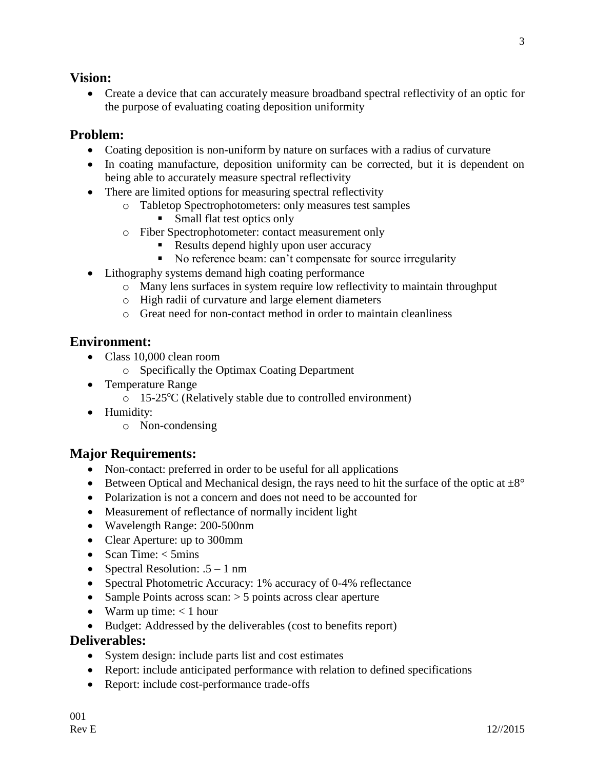## Vision:

- Create a device that can accurately measure broadband spectral reflectivity of an optic for the purpose of evaluating coating deposition uniformity

## Problem:

- Coating deposition is non-uniform by nature on surfaces with a radius of curvature
- In coating manufacture, deposition uniformity can be corrected, but it is dependent on being able to accurately measure spectral reflectivity
- There are limited options for measuring spectral reflectivity
  - Tabletop Spectrophotometers: only measures test samples
    - Small flat test optics only
  - Fiber Spectrophotometer: contact measurement only
    - Results depend highly upon user accuracy
    - No reference beam: can't compensate for source irregularity
- Lithography systems demand high coating performance
  - Many lens surfaces in system require low reflectivity to maintain throughput
  - High radii of curvature and large element diameters
  - Great need for non-contact method in order to maintain cleanliness

## Environment:

- Class 10,000 clean room
  - Specifically the Optimax Coating Department
- Temperature Range
  - 15-25$^{o}$C (Relatively stable due to controlled environment)
- Humidity:
  - Non-condensing

## Major Requirements:

- Non-contact: preferred in order to be useful for all applications
- Between Optical and Mechanical design, the rays need to hit the surface of the optic at ±8°
- Polarization is not a concern and does not need to be accounted for
- Measurement of reflectance of normally incident light
- Wavelength Range: 200-500nm
- Clear Aperture: up to 300mm
- Scan Time: < 5mins
- Spectral Resolution: .5 – 1 nm
- Spectral Photometric Accuracy: 1% accuracy of 0-4% reflectance
- Sample Points across scan: > 5 points across clear aperture
- Warm up time: < 1 hour
- Budget: Addressed by the deliverables (cost to benefits report)

## Deliverables:

- System design: include parts list and cost estimates
- Report: include anticipated performance with relation to defined specifications
- Report: include cost-performance trade-offs

001
Rev E 12//2015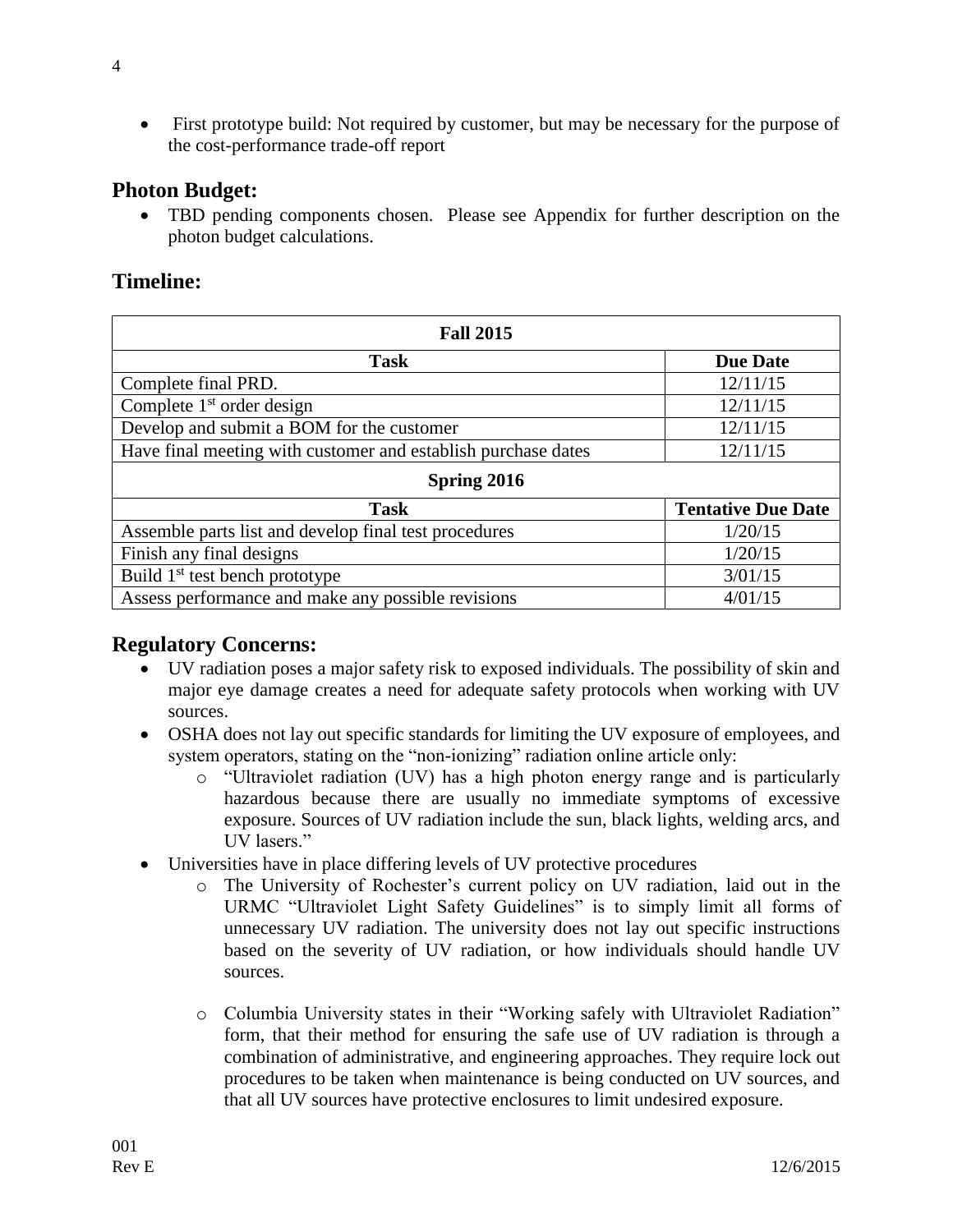- First prototype build: Not required by customer, but may be necessary for the purpose of the cost-performance trade-off report

## Photon Budget:

- TBD pending components chosen. Please see Appendix for further description on the photon budget calculations.

## Timeline:

| Fall 2015 | |
|---|---|
| **Task** | **Due Date** |
| Complete final PRD. | 12/11/15 |
| Complete 1st order design | 12/11/15 |
| Develop and submit a BOM for the customer | 12/11/15 |
| Have final meeting with customer and establish purchase dates | 12/11/15 |
| **Spring 2016** | |
| **Task** | **Tentative Due Date** |
| Assemble parts list and develop final test procedures | 1/20/15 |
| Finish any final designs | 1/20/15 |
| Build 1st test bench prototype | 3/01/15 |
| Assess performance and make any possible revisions | 4/01/15 |

## Regulatory Concerns:

- UV radiation poses a major safety risk to exposed individuals. The possibility of skin and major eye damage creates a need for adequate safety protocols when working with UV sources.
- OSHA does not lay out specific standards for limiting the UV exposure of employees, and system operators, stating on the "non-ionizing" radiation online article only:
    - "Ultraviolet radiation (UV) has a high photon energy range and is particularly hazardous because there are usually no immediate symptoms of excessive exposure. Sources of UV radiation include the sun, black lights, welding arcs, and UV lasers."
- Universities have in place differing levels of UV protective procedures
    - The University of Rochester's current policy on UV radiation, laid out in the URMC "Ultraviolet Light Safety Guidelines" is to simply limit all forms of unnecessary UV radiation. The university does not lay out specific instructions based on the severity of UV radiation, or how individuals should handle UV sources.
    - Columbia University states in their "Working safely with Ultraviolet Radiation" form, that their method for ensuring the safe use of UV radiation is through a combination of administrative, and engineering approaches. They require lock out procedures to be taken when maintenance is being conducted on UV sources, and that all UV sources have protective enclosures to limit undesired exposure.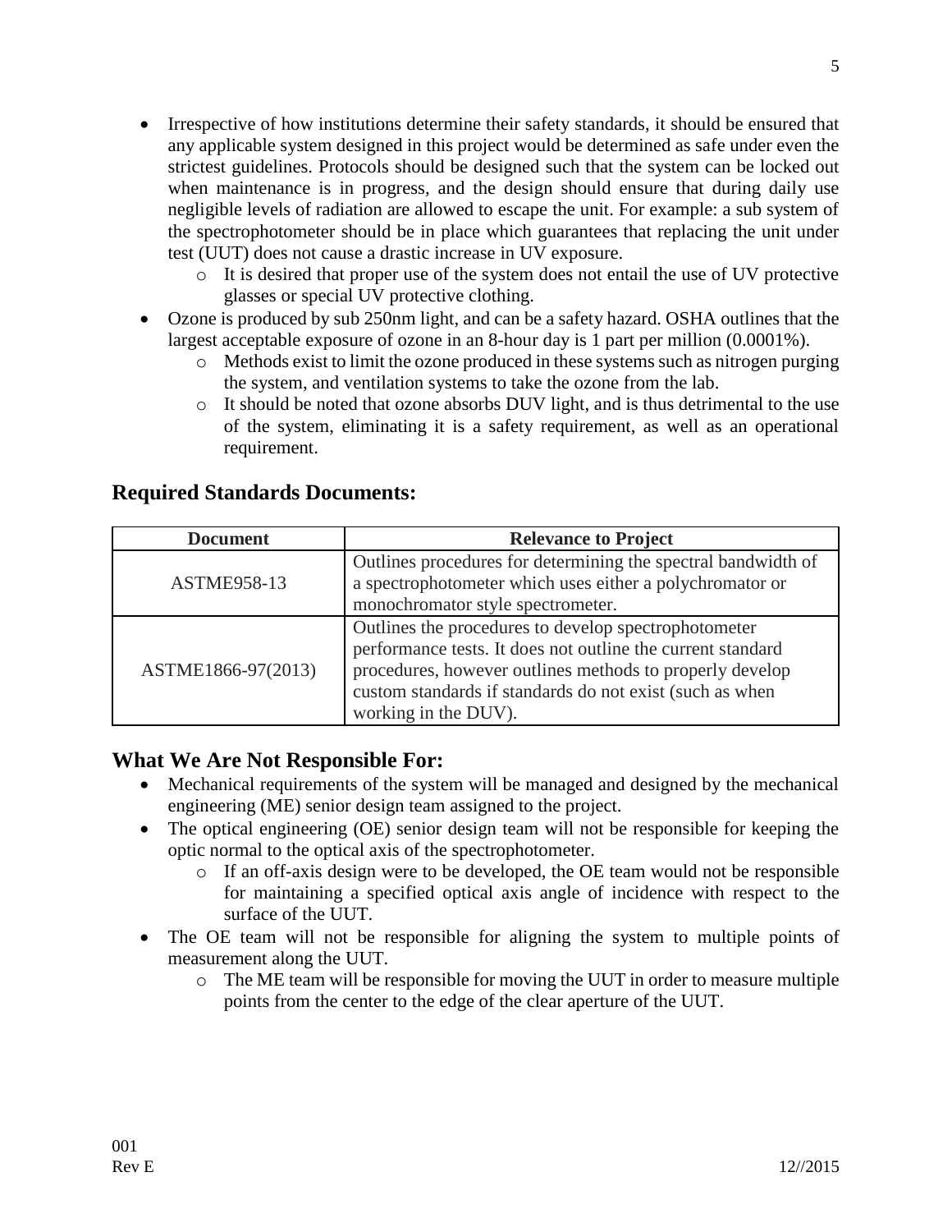- Irrespective of how institutions determine their safety standards, it should be ensured that any applicable system designed in this project would be determined as safe under even the strictest guidelines. Protocols should be designed such that the system can be locked out when maintenance is in progress, and the design should ensure that during daily use negligible levels of radiation are allowed to escape the unit. For example: a sub system of the spectrophotometer should be in place which guarantees that replacing the unit under test (UUT) does not cause a drastic increase in UV exposure.
  - It is desired that proper use of the system does not entail the use of UV protective glasses or special UV protective clothing.
- Ozone is produced by sub 250nm light, and can be a safety hazard. OSHA outlines that the largest acceptable exposure of ozone in an 8-hour day is 1 part per million (0.0001%).
  - Methods exist to limit the ozone produced in these systems such as nitrogen purging the system, and ventilation systems to take the ozone from the lab.
  - It should be noted that ozone absorbs DUV light, and is thus detrimental to the use of the system, eliminating it is a safety requirement, as well as an operational requirement.

## Required Standards Documents:

| Document | Relevance to Project |
|---|---|
| ASTME958-13 | Outlines procedures for determining the spectral bandwidth of a spectrophotometer which uses either a polychromator or monochromator style spectrometer. |
| ASTME1866-97(2013) | Outlines the procedures to develop spectrophotometer performance tests. It does not outline the current standard procedures, however outlines methods to properly develop custom standards if standards do not exist (such as when working in the DUV). |

## What We Are Not Responsible For:

- Mechanical requirements of the system will be managed and designed by the mechanical engineering (ME) senior design team assigned to the project.
- The optical engineering (OE) senior design team will not be responsible for keeping the optic normal to the optical axis of the spectrophotometer.
  - If an off-axis design were to be developed, the OE team would not be responsible for maintaining a specified optical axis angle of incidence with respect to the surface of the UUT.
- The OE team will not be responsible for aligning the system to multiple points of measurement along the UUT.
  - The ME team will be responsible for moving the UUT in order to measure multiple points from the center to the edge of the clear aperture of the UUT.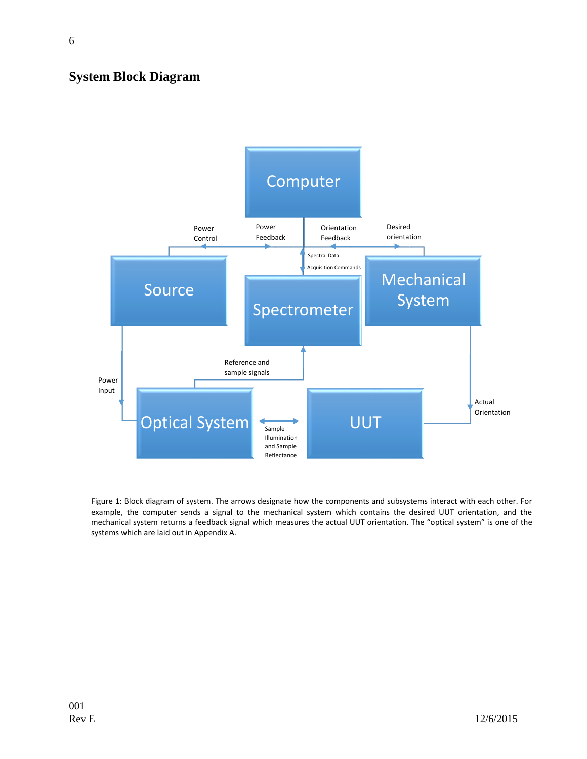## System Block Diagram

Figure 1: Block diagram of system. The arrows designate how the components and subsystems interact with each other. For example, the computer sends a signal to the mechanical system which contains the desired UUT orientation, and the mechanical system returns a feedback signal which measures the actual UUT orientation. The "optical system" is one of the systems which are laid out in Appendix A.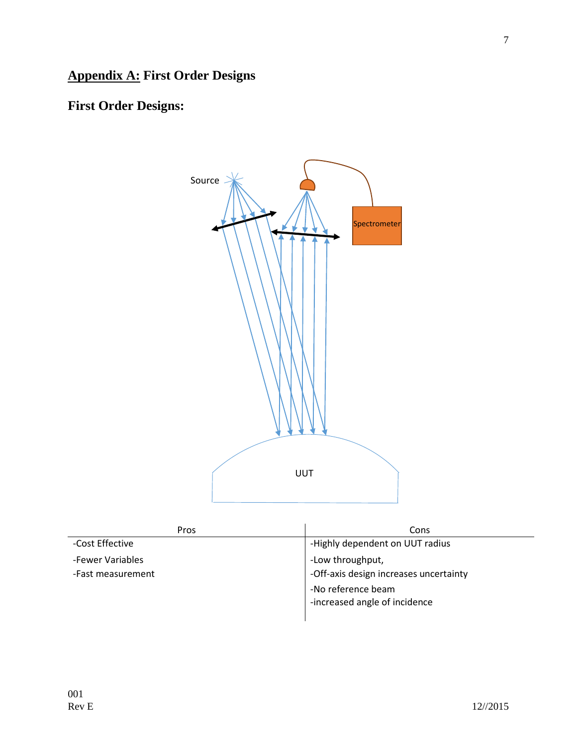# **Appendix A:** First Order Designs

## First Order Designs:

| Pros | Cons |
|---|---|
| -Cost Effective | -Highly dependent on UUT radius |
| -Fewer Variables | -Low throughput, |
| -Fast measurement | -Off-axis design increases uncertainty |
| | -No reference beam |
| | -increased angle of incidence |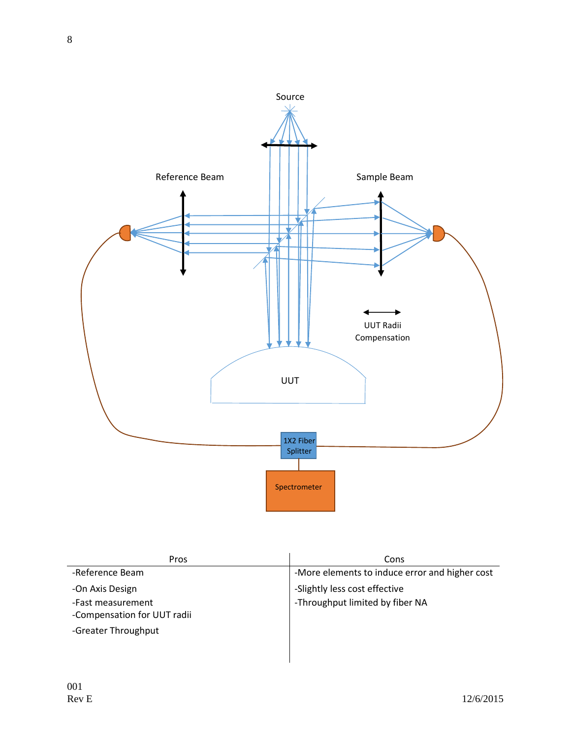| Pros | Cons |
|---|---|
| -Reference Beam | -More elements to induce error and higher cost |
| -On Axis Design | -Slightly less cost effective |
| -Fast measurement | -Throughput limited by fiber NA |
| -Compensation for UUT radii | |
| -Greater Throughput | |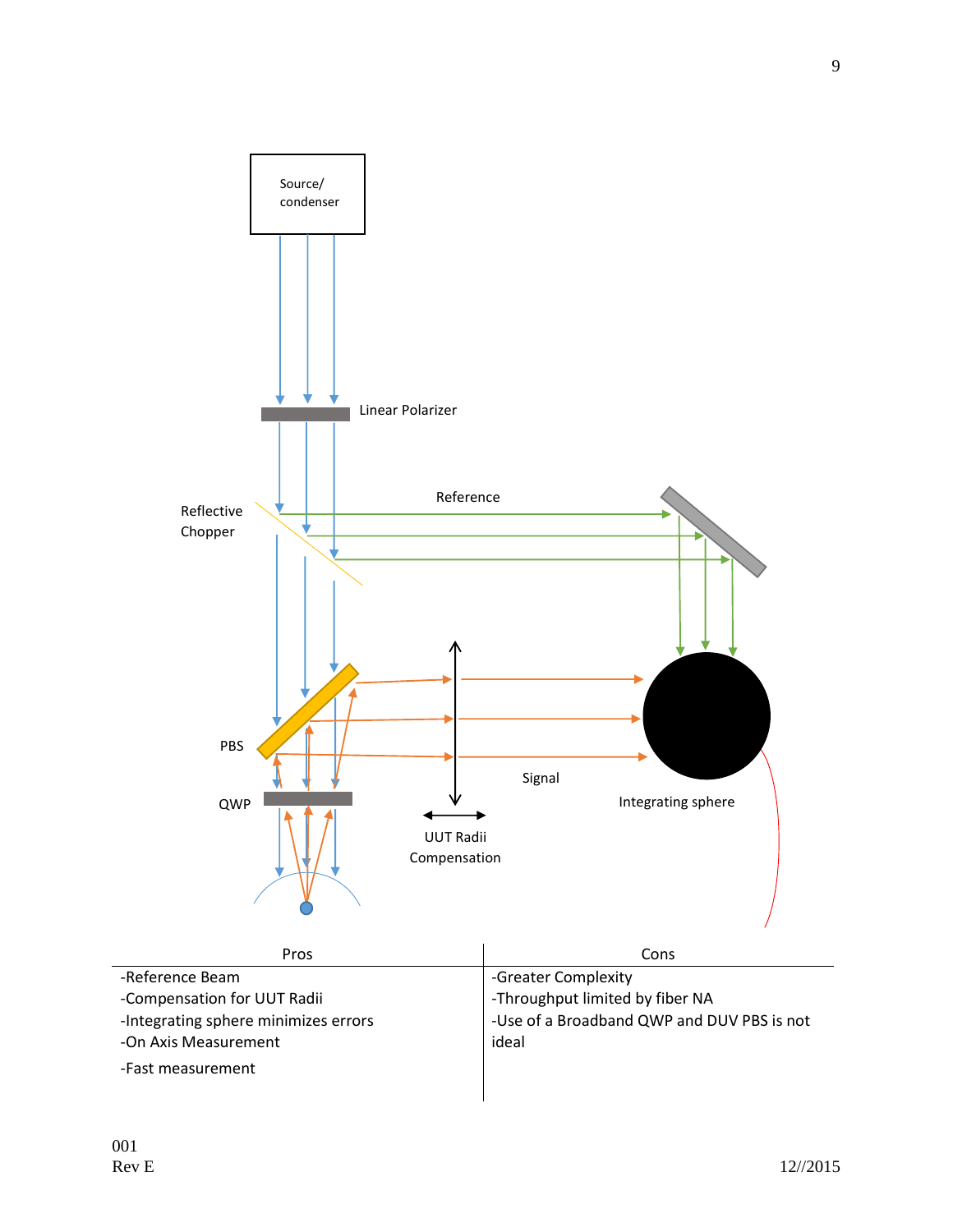Source/ condenser

Linear Polarizer

Reflective Chopper

Reference

PBS

QWP

UUT Radii Compensation

Signal

Integrating sphere

| Pros | Cons |
|---|---|
| -Reference Beam | -Greater Complexity |
| -Compensation for UUT Radii | -Throughput limited by fiber NA |
| -Integrating sphere minimizes errors | -Use of a Broadband QWP and DUV PBS is not ideal |
| -On Axis Measurement | |
| -Fast measurement | |

001
Rev E

12//2015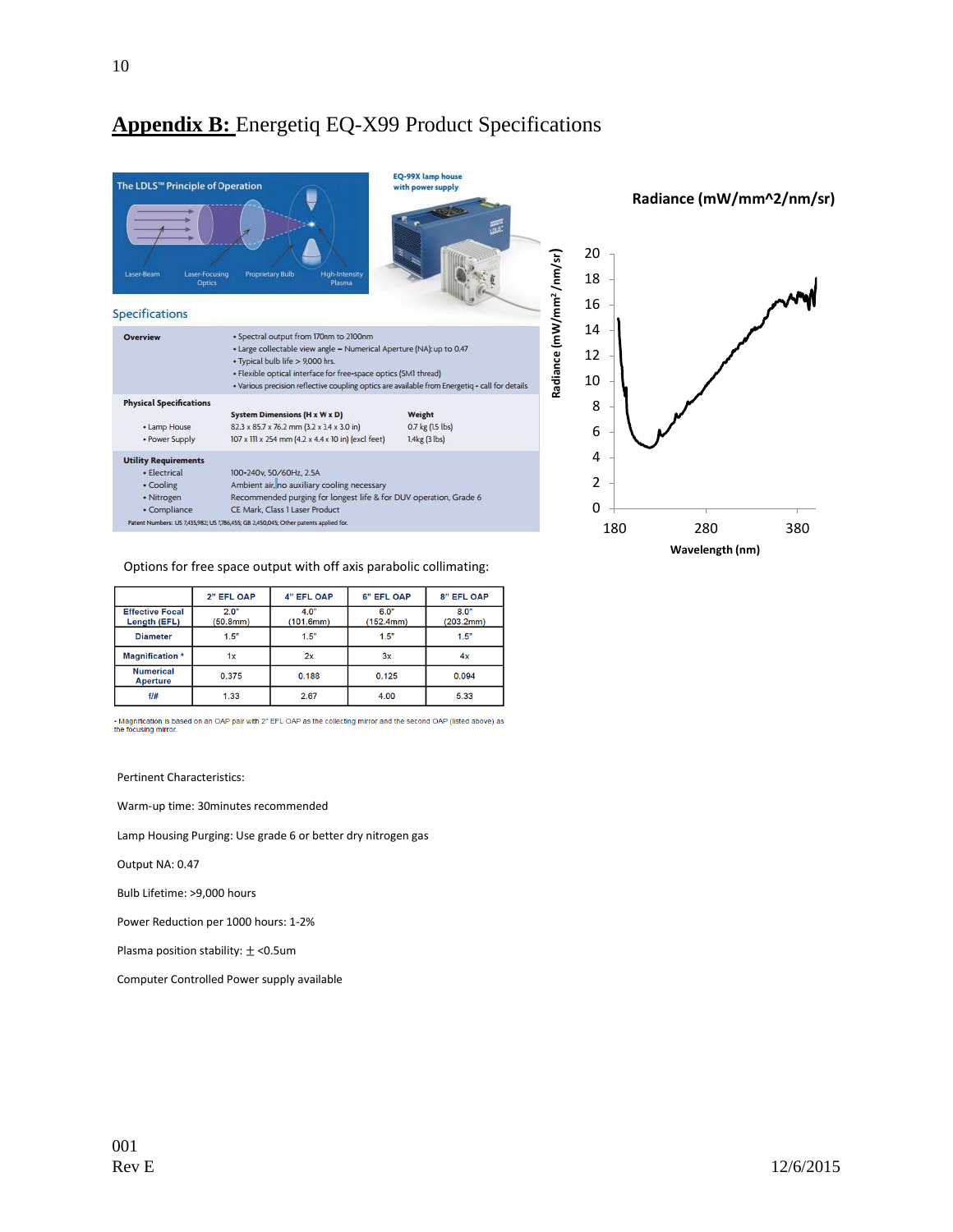# Appendix B: Energetiq EQ-X99 Product Specifications

The LDLS™ Principle of Operation

Laser-Beam
Laser-Focusing Optics
Proprietary Bulb
High-Intensity Plasma

EQ-99X lamp house with power supply

## Specifications

| | |
|---|---|
| **Overview** | • Spectral output from 170nm to 2100nm<br>• Large collectable view angle – Numerical Aperture (NA): up to 0.47<br>• Typical bulb life > 9,000 hrs.<br>• Flexible optical interface for free-space optics (SM1 thread)<br>• Various precision reflective coupling optics are available from Energetiq - call for details |

**Physical Specifications**

| | System Dimensions (H x W x D) | Weight |
|---|---|---|
| • Lamp House | 82.3 x 85.7 x 76.2 mm (3.2 x 3.4 x 3.0 in) | 0.7 kg (1.5 lbs) |
| • Power Supply | 107 x 111 x 254 mm (4.2 x 4.4 x 10 in) (excl feet) | 1.4kg (3 lbs) |

**Utility Requirements**

| | |
|---|---|
| • Electrical | 100-240v, 50/60Hz, 2.5A |
| • Cooling | Ambient air, no auxiliary cooling necessary |
| • Nitrogen | Recommended purging for longest life & for DUV operation, Grade 6 |
| • Compliance | CE Mark, Class 1 Laser Product |

Patent Numbers: US 7,435,982; US 7,786,455; GB 2,450,045; Other patents applied for.

Radiance (mW/mm^2/nm/sr)

Radiance (mW/mm² /nm/sr)

20
18
16
14
12
10
8
6
4
2
0

180
280
380

Wavelength (nm)

Options for free space output with off axis parabolic collimating:

| | 2" EFL OAP | 4" EFL OAP | 6" EFL OAP | 8" EFL OAP |
|---|---|---|---|---|
| **Effective Focal Length (EFL)** | 2.0" (50.8mm) | 4.0" (101.6mm) | 6.0" (152.4mm) | 8.0" (203.2mm) |
| **Diameter** | 1.5" | 1.5" | 1.5" | 1.5" |
| **Magnification \*** | 1x | 2x | 3x | 4x |
| **Numerical Aperture** | 0.375 | 0.188 | 0.125 | 0.094 |
| **f/#** | 1.33 | 2.67 | 4.00 | 5.33 |

\* Magnification is based on an OAP pair with 2" EFL OAP as the collecting mirror and the second OAP (listed above) as the focusing mirror.

Pertinent Characteristics:

Warm-up time: 30minutes recommended

Lamp Housing Purging: Use grade 6 or better dry nitrogen gas

Output NA: 0.47

Bulb Lifetime: >9,000 hours

Power Reduction per 1000 hours: 1-2%

Plasma position stability: $\pm$ <0.5um

Computer Controlled Power supply available

001
Rev E

12/6/2015